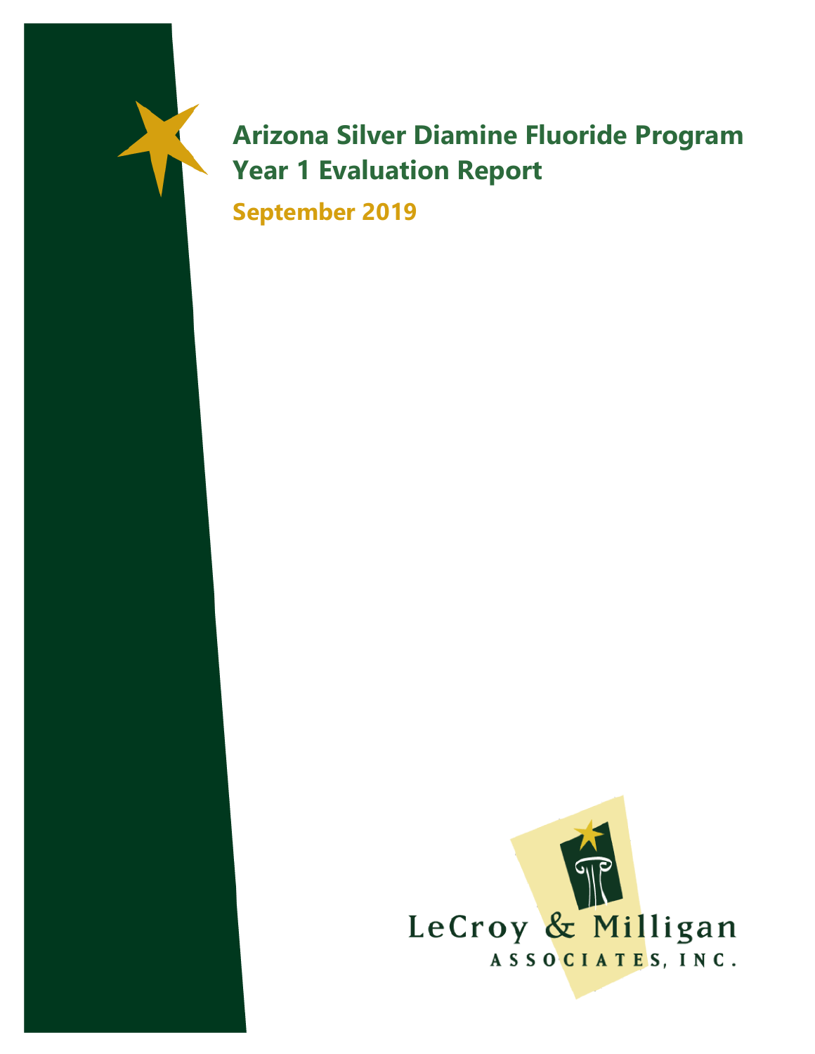# Arizona Silver Diamine Fluoride Program Year 1 Evaluation Report

**September 2019**

LeCroy & Milligan Associates, Inc.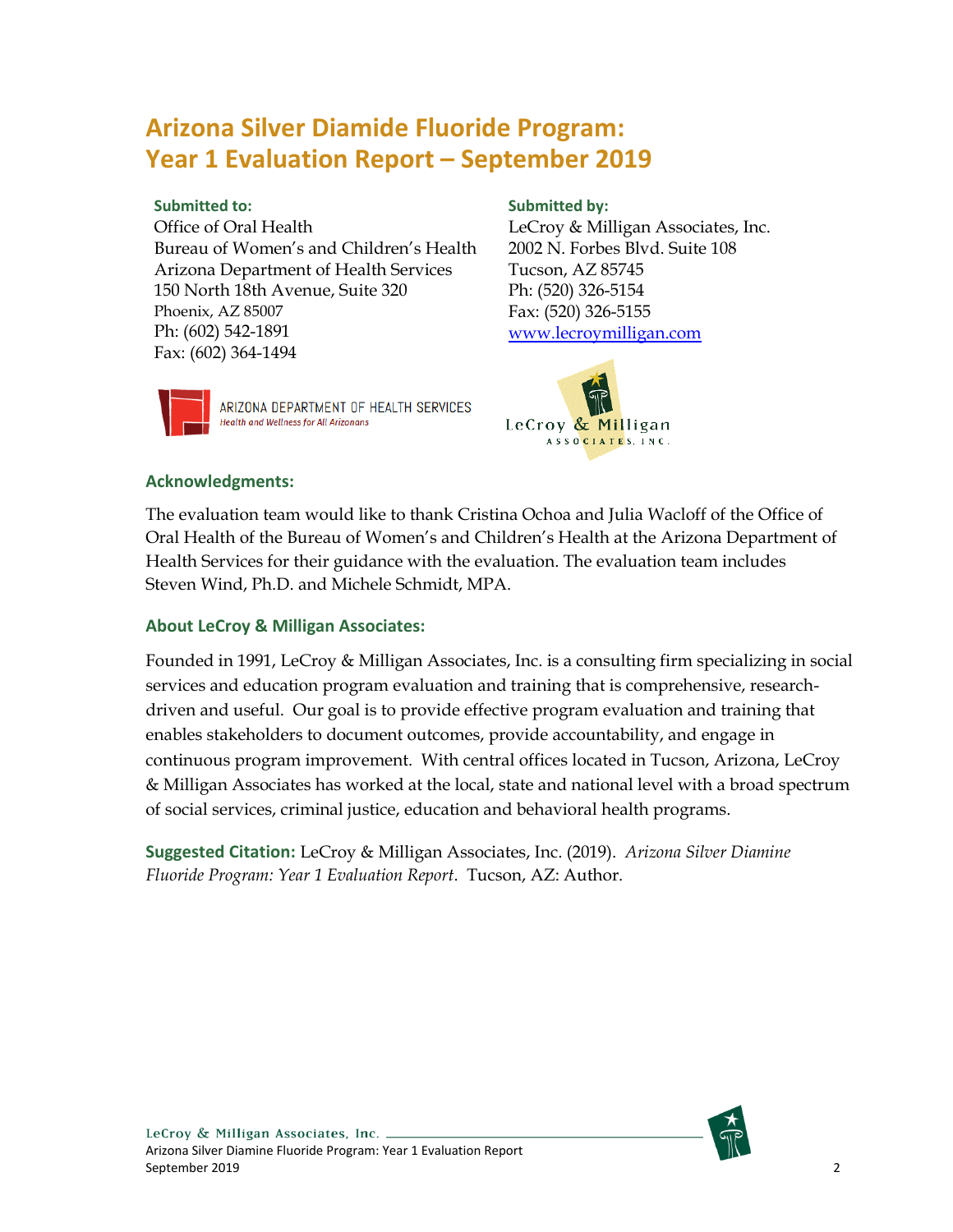# Arizona Silver Diamide Fluoride Program: Year 1 Evaluation Report – September 2019

**Submitted to:**
Office of Oral Health
Bureau of Women's and Children's Health
Arizona Department of Health Services
150 North 18th Avenue, Suite 320
Phoenix, AZ 85007
Ph: (602) 542-1891
Fax: (602) 364-1494

**Submitted by:**
LeCroy & Milligan Associates, Inc.
2002 N. Forbes Blvd. Suite 108
Tucson, AZ 85745
Ph: (520) 326-5154
Fax: (520) 326-5155
www.lecroymilligan.com

### Acknowledgments:

The evaluation team would like to thank Cristina Ochoa and Julia Wacloff of the Office of Oral Health of the Bureau of Women's and Children's Health at the Arizona Department of Health Services for their guidance with the evaluation. The evaluation team includes Steven Wind, Ph.D. and Michele Schmidt, MPA.

### About LeCroy & Milligan Associates:

Founded in 1991, LeCroy & Milligan Associates, Inc. is a consulting firm specializing in social services and education program evaluation and training that is comprehensive, research-driven and useful. Our goal is to provide effective program evaluation and training that enables stakeholders to document outcomes, provide accountability, and engage in continuous program improvement. With central offices located in Tucson, Arizona, LeCroy & Milligan Associates has worked at the local, state and national level with a broad spectrum of social services, criminal justice, education and behavioral health programs.

**Suggested Citation:** LeCroy & Milligan Associates, Inc. (2019). *Arizona Silver Diamine Fluoride Program: Year 1 Evaluation Report*. Tucson, AZ: Author.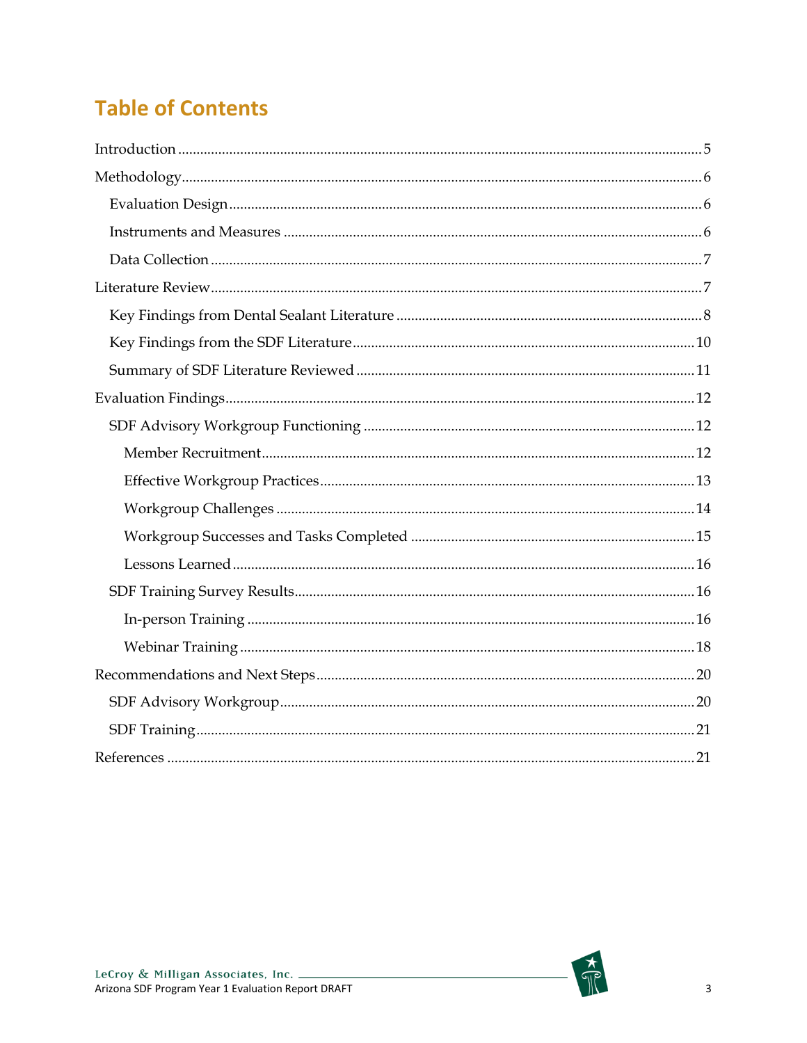# Table of Contents

Introduction ..... 5

Methodology ..... 6

- Evaluation Design ..... 6
- Instruments and Measures ..... 6
- Data Collection ..... 7

Literature Review ..... 7

- Key Findings from Dental Sealant Literature ..... 8
- Key Findings from the SDF Literature ..... 10
- Summary of SDF Literature Reviewed ..... 11

Evaluation Findings ..... 12

- SDF Advisory Workgroup Functioning ..... 12
  - Member Recruitment ..... 12
  - Effective Workgroup Practices ..... 13
  - Workgroup Challenges ..... 14
  - Workgroup Successes and Tasks Completed ..... 15
  - Lessons Learned ..... 16
- SDF Training Survey Results ..... 16
  - In-person Training ..... 16
  - Webinar Training ..... 18

Recommendations and Next Steps ..... 20

- SDF Advisory Workgroup ..... 20
- SDF Training ..... 21

References ..... 21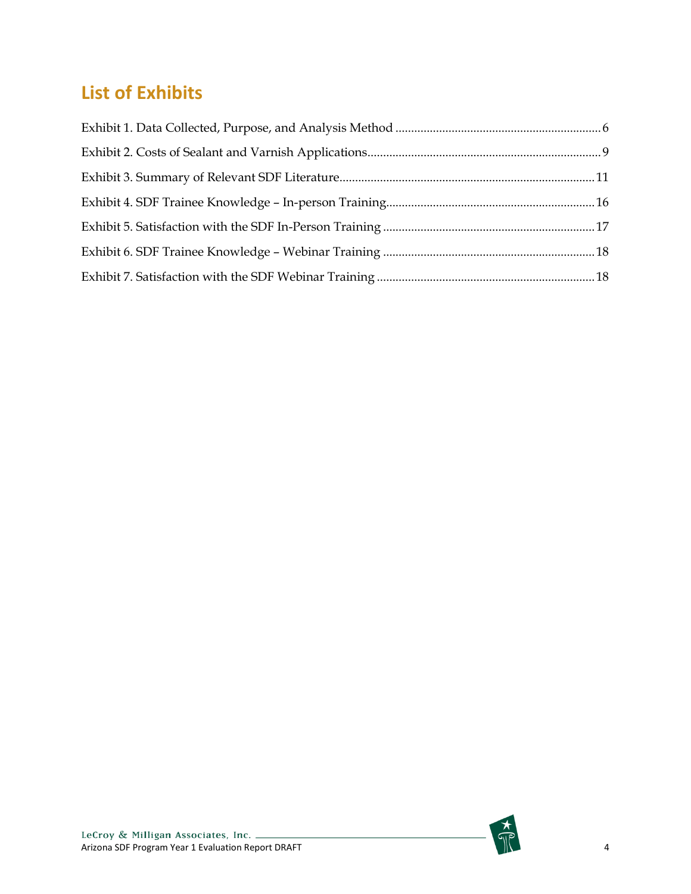## List of Exhibits

Exhibit 1. Data Collected, Purpose, and Analysis Method ........ 6

Exhibit 2. Costs of Sealant and Varnish Applications ........ 9

Exhibit 3. Summary of Relevant SDF Literature ........ 11

Exhibit 4. SDF Trainee Knowledge – In-person Training ........ 16

Exhibit 5. Satisfaction with the SDF In-Person Training ........ 17

Exhibit 6. SDF Trainee Knowledge – Webinar Training ........ 18

Exhibit 7. Satisfaction with the SDF Webinar Training ........ 18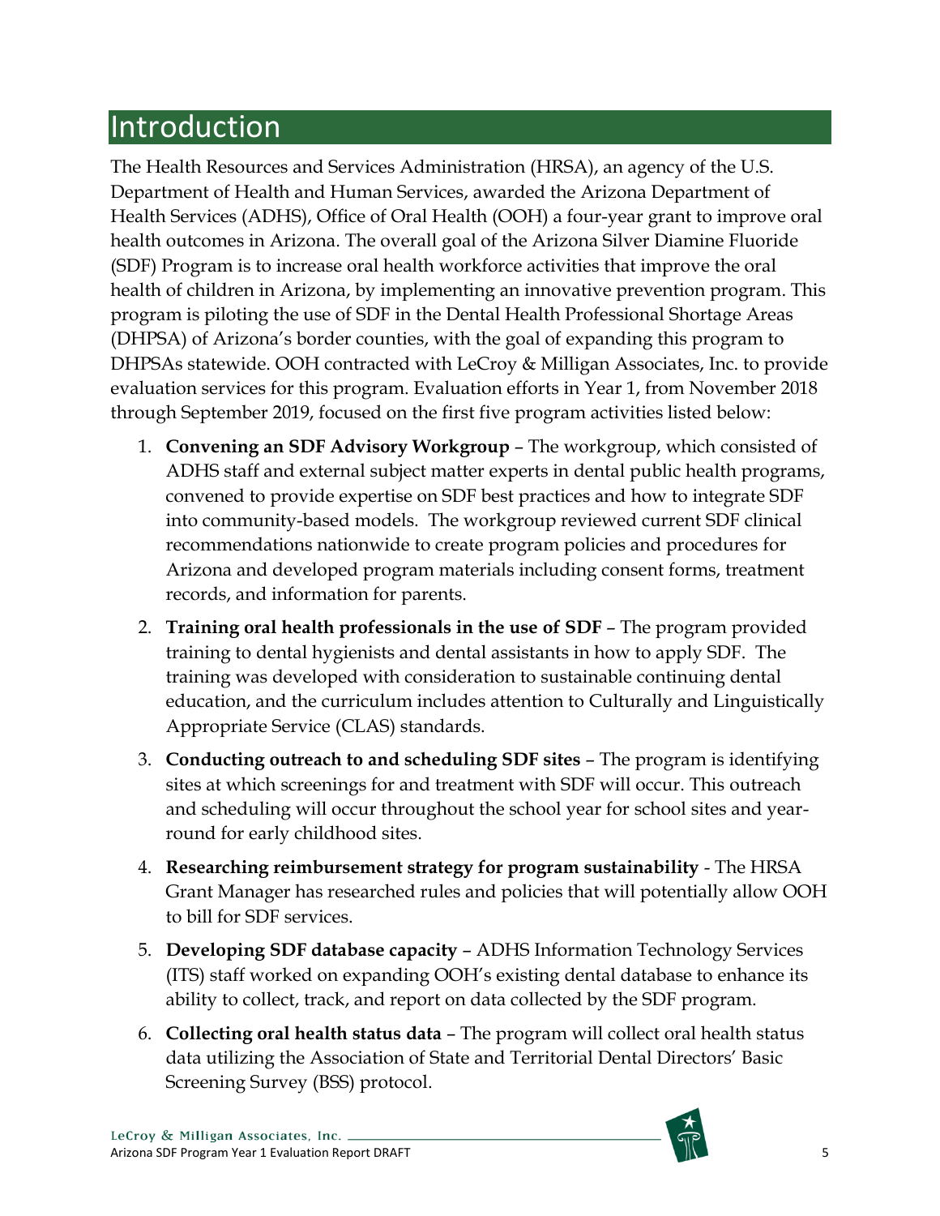# Introduction

The Health Resources and Services Administration (HRSA), an agency of the U.S. Department of Health and Human Services, awarded the Arizona Department of Health Services (ADHS), Office of Oral Health (OOH) a four-year grant to improve oral health outcomes in Arizona. The overall goal of the Arizona Silver Diamine Fluoride (SDF) Program is to increase oral health workforce activities that improve the oral health of children in Arizona, by implementing an innovative prevention program. This program is piloting the use of SDF in the Dental Health Professional Shortage Areas (DHPSA) of Arizona's border counties, with the goal of expanding this program to DHPSAs statewide. OOH contracted with LeCroy & Milligan Associates, Inc. to provide evaluation services for this program. Evaluation efforts in Year 1, from November 2018 through September 2019, focused on the first five program activities listed below:

1. **Convening an SDF Advisory Workgroup** – The workgroup, which consisted of ADHS staff and external subject matter experts in dental public health programs, convened to provide expertise on SDF best practices and how to integrate SDF into community-based models. The workgroup reviewed current SDF clinical recommendations nationwide to create program policies and procedures for Arizona and developed program materials including consent forms, treatment records, and information for parents.
2. **Training oral health professionals in the use of SDF** – The program provided training to dental hygienists and dental assistants in how to apply SDF. The training was developed with consideration to sustainable continuing dental education, and the curriculum includes attention to Culturally and Linguistically Appropriate Service (CLAS) standards.
3. **Conducting outreach to and scheduling SDF sites** – The program is identifying sites at which screenings for and treatment with SDF will occur. This outreach and scheduling will occur throughout the school year for school sites and year-round for early childhood sites.
4. **Researching reimbursement strategy for program sustainability** - The HRSA Grant Manager has researched rules and policies that will potentially allow OOH to bill for SDF services.
5. **Developing SDF database capacity** – ADHS Information Technology Services (ITS) staff worked on expanding OOH's existing dental database to enhance its ability to collect, track, and report on data collected by the SDF program.
6. **Collecting oral health status data** – The program will collect oral health status data utilizing the Association of State and Territorial Dental Directors' Basic Screening Survey (BSS) protocol.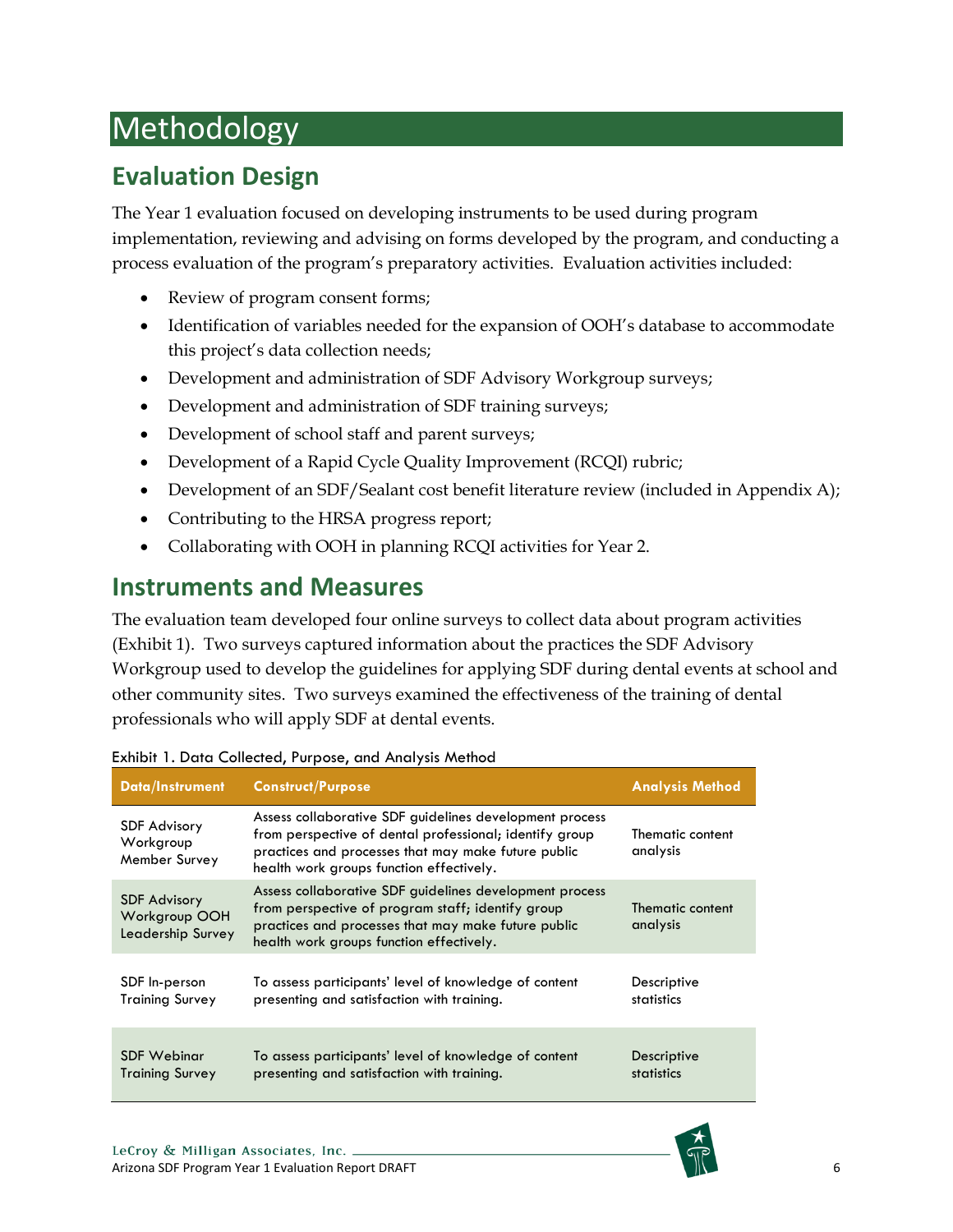# Methodology

## Evaluation Design

The Year 1 evaluation focused on developing instruments to be used during program implementation, reviewing and advising on forms developed by the program, and conducting a process evaluation of the program's preparatory activities. Evaluation activities included:

- Review of program consent forms;
- Identification of variables needed for the expansion of OOH's database to accommodate this project's data collection needs;
- Development and administration of SDF Advisory Workgroup surveys;
- Development and administration of SDF training surveys;
- Development of school staff and parent surveys;
- Development of a Rapid Cycle Quality Improvement (RCQI) rubric;
- Development of an SDF/Sealant cost benefit literature review (included in Appendix A);
- Contributing to the HRSA progress report;
- Collaborating with OOH in planning RCQI activities for Year 2.

## Instruments and Measures

The evaluation team developed four online surveys to collect data about program activities (Exhibit 1). Two surveys captured information about the practices the SDF Advisory Workgroup used to develop the guidelines for applying SDF during dental events at school and other community sites. Two surveys examined the effectiveness of the training of dental professionals who will apply SDF at dental events.

Exhibit 1. Data Collected, Purpose, and Analysis Method

| Data/Instrument | Construct/Purpose | Analysis Method |
|---|---|---|
| SDF Advisory Workgroup Member Survey | Assess collaborative SDF guidelines development process from perspective of dental professional; identify group practices and processes that may make future public health work groups function effectively. | Thematic content analysis |
| SDF Advisory Workgroup OOH Leadership Survey | Assess collaborative SDF guidelines development process from perspective of program staff; identify group practices and processes that may make future public health work groups function effectively. | Thematic content analysis |
| SDF In-person Training Survey | To assess participants' level of knowledge of content presenting and satisfaction with training. | Descriptive statistics |
| SDF Webinar Training Survey | To assess participants' level of knowledge of content presenting and satisfaction with training. | Descriptive statistics |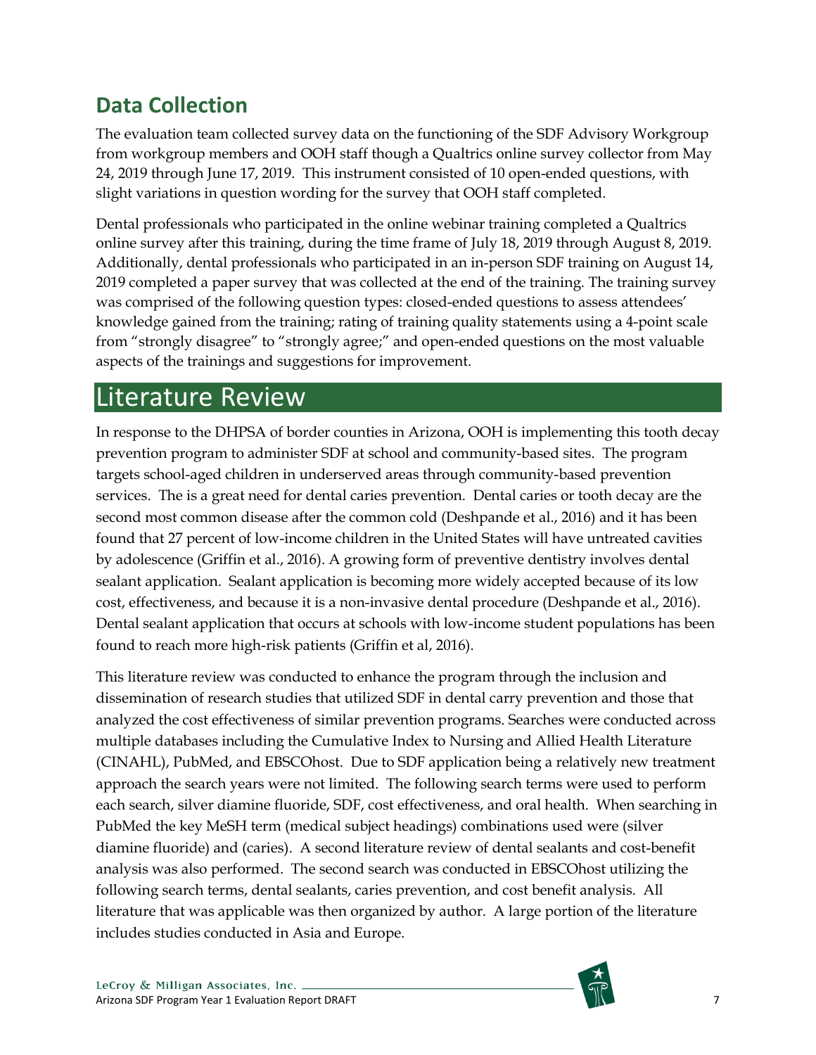## Data Collection

The evaluation team collected survey data on the functioning of the SDF Advisory Workgroup from workgroup members and OOH staff though a Qualtrics online survey collector from May 24, 2019 through June 17, 2019. This instrument consisted of 10 open-ended questions, with slight variations in question wording for the survey that OOH staff completed.

Dental professionals who participated in the online webinar training completed a Qualtrics online survey after this training, during the time frame of July 18, 2019 through August 8, 2019. Additionally, dental professionals who participated in an in-person SDF training on August 14, 2019 completed a paper survey that was collected at the end of the training. The training survey was comprised of the following question types: closed-ended questions to assess attendees' knowledge gained from the training; rating of training quality statements using a 4-point scale from "strongly disagree" to "strongly agree;" and open-ended questions on the most valuable aspects of the trainings and suggestions for improvement.

# Literature Review

In response to the DHPSA of border counties in Arizona, OOH is implementing this tooth decay prevention program to administer SDF at school and community-based sites. The program targets school-aged children in underserved areas through community-based prevention services. The is a great need for dental caries prevention. Dental caries or tooth decay are the second most common disease after the common cold (Deshpande et al., 2016) and it has been found that 27 percent of low-income children in the United States will have untreated cavities by adolescence (Griffin et al., 2016). A growing form of preventive dentistry involves dental sealant application. Sealant application is becoming more widely accepted because of its low cost, effectiveness, and because it is a non-invasive dental procedure (Deshpande et al., 2016). Dental sealant application that occurs at schools with low-income student populations has been found to reach more high-risk patients (Griffin et al, 2016).

This literature review was conducted to enhance the program through the inclusion and dissemination of research studies that utilized SDF in dental carry prevention and those that analyzed the cost effectiveness of similar prevention programs. Searches were conducted across multiple databases including the Cumulative Index to Nursing and Allied Health Literature (CINAHL), PubMed, and EBSCOhost. Due to SDF application being a relatively new treatment approach the search years were not limited. The following search terms were used to perform each search, silver diamine fluoride, SDF, cost effectiveness, and oral health. When searching in PubMed the key MeSH term (medical subject headings) combinations used were (silver diamine fluoride) and (caries). A second literature review of dental sealants and cost-benefit analysis was also performed. The second search was conducted in EBSCOhost utilizing the following search terms, dental sealants, caries prevention, and cost benefit analysis. All literature that was applicable was then organized by author. A large portion of the literature includes studies conducted in Asia and Europe.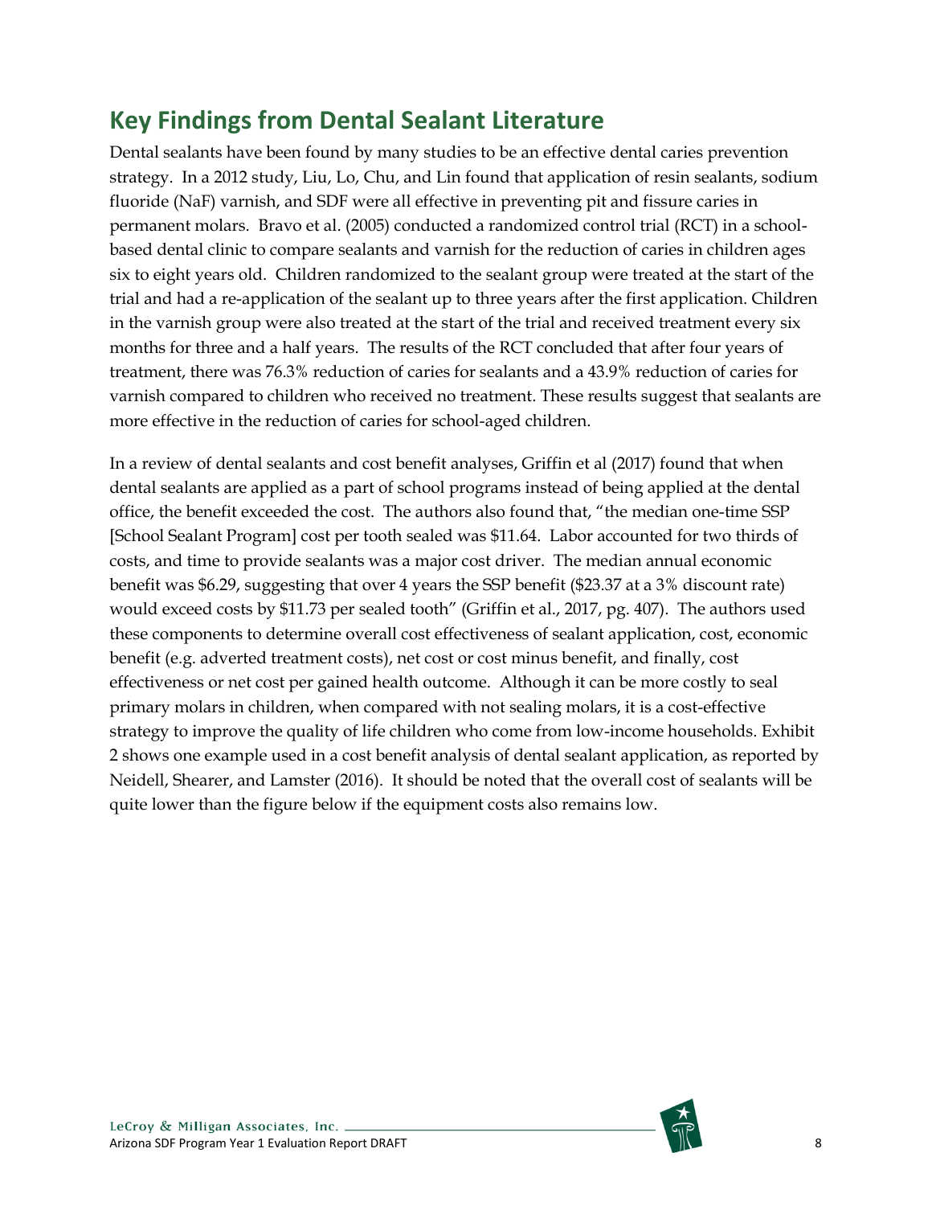## Key Findings from Dental Sealant Literature

Dental sealants have been found by many studies to be an effective dental caries prevention strategy. In a 2012 study, Liu, Lo, Chu, and Lin found that application of resin sealants, sodium fluoride (NaF) varnish, and SDF were all effective in preventing pit and fissure caries in permanent molars. Bravo et al. (2005) conducted a randomized control trial (RCT) in a school-based dental clinic to compare sealants and varnish for the reduction of caries in children ages six to eight years old. Children randomized to the sealant group were treated at the start of the trial and had a re-application of the sealant up to three years after the first application. Children in the varnish group were also treated at the start of the trial and received treatment every six months for three and a half years. The results of the RCT concluded that after four years of treatment, there was 76.3% reduction of caries for sealants and a 43.9% reduction of caries for varnish compared to children who received no treatment. These results suggest that sealants are more effective in the reduction of caries for school-aged children.

In a review of dental sealants and cost benefit analyses, Griffin et al (2017) found that when dental sealants are applied as a part of school programs instead of being applied at the dental office, the benefit exceeded the cost. The authors also found that, "the median one-time SSP [School Sealant Program] cost per tooth sealed was $11.64. Labor accounted for two thirds of costs, and time to provide sealants was a major cost driver. The median annual economic benefit was $6.29, suggesting that over 4 years the SSP benefit ($23.37 at a 3% discount rate) would exceed costs by $11.73 per sealed tooth" (Griffin et al., 2017, pg. 407). The authors used these components to determine overall cost effectiveness of sealant application, cost, economic benefit (e.g. adverted treatment costs), net cost or cost minus benefit, and finally, cost effectiveness or net cost per gained health outcome. Although it can be more costly to seal primary molars in children, when compared with not sealing molars, it is a cost-effective strategy to improve the quality of life children who come from low-income households. Exhibit 2 shows one example used in a cost benefit analysis of dental sealant application, as reported by Neidell, Shearer, and Lamster (2016). It should be noted that the overall cost of sealants will be quite lower than the figure below if the equipment costs also remains low.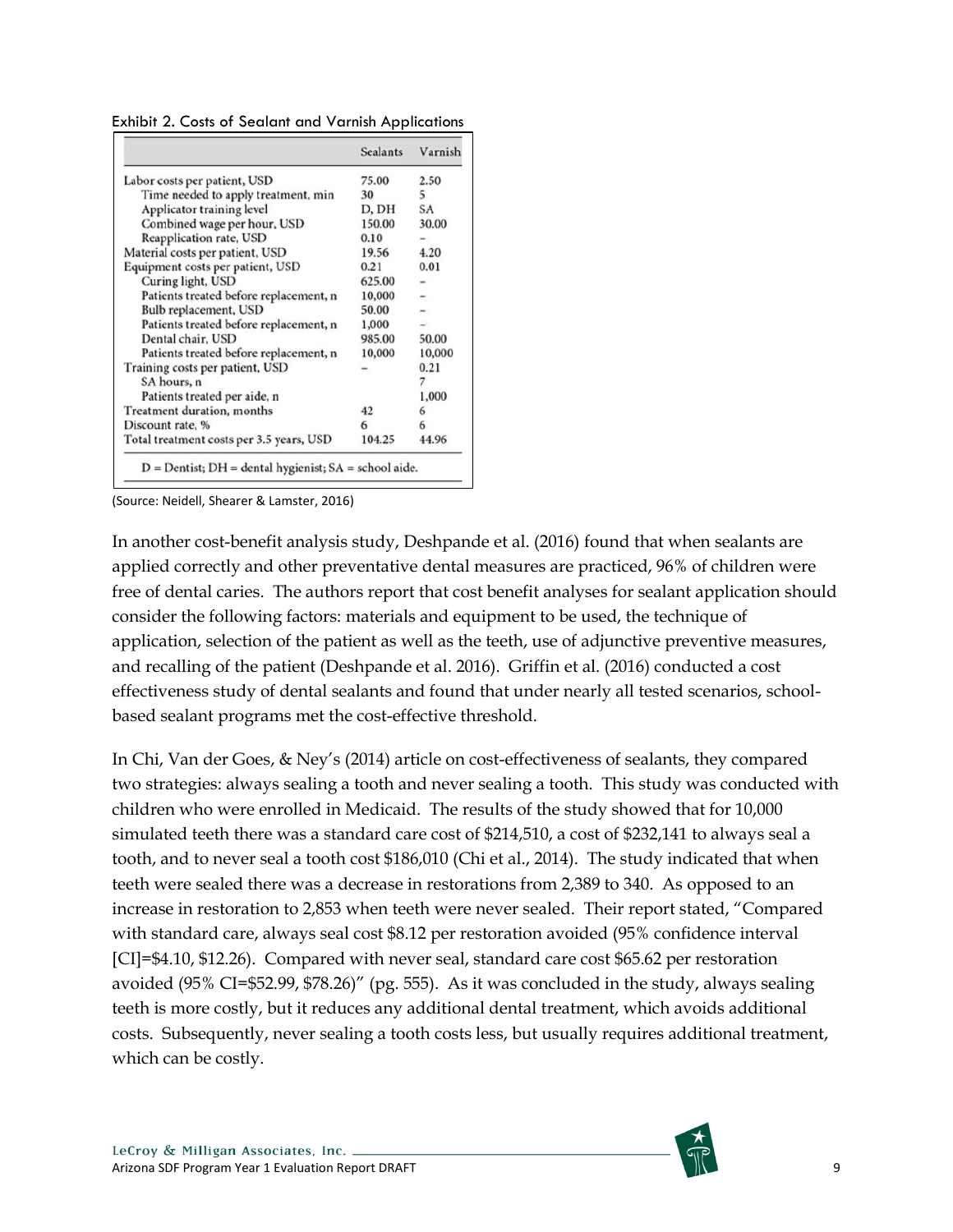Exhibit 2. Costs of Sealant and Varnish Applications

| | Sealants | Varnish |
|---|---|---|
| Labor costs per patient, USD | 75.00 | 2.50 |
| Time needed to apply treatment, min | 30 | 5 |
| Applicator training level | D, DH | SA |
| Combined wage per hour, USD | 150.00 | 30.00 |
| Reapplication rate, USD | 0.10 | – |
| Material costs per patient, USD | 19.56 | 4.20 |
| Equipment costs per patient, USD | 0.21 | 0.01 |
| Curing light, USD | 625.00 | – |
| Patients treated before replacement, n | 10,000 | – |
| Bulb replacement, USD | 50.00 | – |
| Patients treated before replacement, n | 1,000 | – |
| Dental chair, USD | 985.00 | 50.00 |
| Patients treated before replacement, n | 10,000 | 10,000 |
| Training costs per patient, USD | – | 0.21 |
| SA hours, n | | 7 |
| Patients treated per aide, n | | 1,000 |
| Treatment duration, months | 42 | 6 |
| Discount rate, % | 6 | 6 |
| Total treatment costs per 3.5 years, USD | 104.25 | 44.96 |

D = Dentist; DH = dental hygienist; SA = school aide.

(Source: Neidell, Shearer & Lamster, 2016)

In another cost-benefit analysis study, Deshpande et al. (2016) found that when sealants are applied correctly and other preventative dental measures are practiced, 96% of children were free of dental caries. The authors report that cost benefit analyses for sealant application should consider the following factors: materials and equipment to be used, the technique of application, selection of the patient as well as the teeth, use of adjunctive preventive measures, and recalling of the patient (Deshpande et al. 2016). Griffin et al. (2016) conducted a cost effectiveness study of dental sealants and found that under nearly all tested scenarios, school-based sealant programs met the cost-effective threshold.

In Chi, Van der Goes, & Ney's (2014) article on cost-effectiveness of sealants, they compared two strategies: always sealing a tooth and never sealing a tooth. This study was conducted with children who were enrolled in Medicaid. The results of the study showed that for 10,000 simulated teeth there was a standard care cost of $214,510, a cost of $232,141 to always seal a tooth, and to never seal a tooth cost $186,010 (Chi et al., 2014). The study indicated that when teeth were sealed there was a decrease in restorations from 2,389 to 340. As opposed to an increase in restoration to 2,853 when teeth were never sealed. Their report stated, "Compared with standard care, always seal cost $8.12 per restoration avoided (95% confidence interval [CI]=$4.10, $12.26). Compared with never seal, standard care cost $65.62 per restoration avoided (95% CI=$52.99, $78.26)" (pg. 555). As it was concluded in the study, always sealing teeth is more costly, but it reduces any additional dental treatment, which avoids additional costs. Subsequently, never sealing a tooth costs less, but usually requires additional treatment, which can be costly.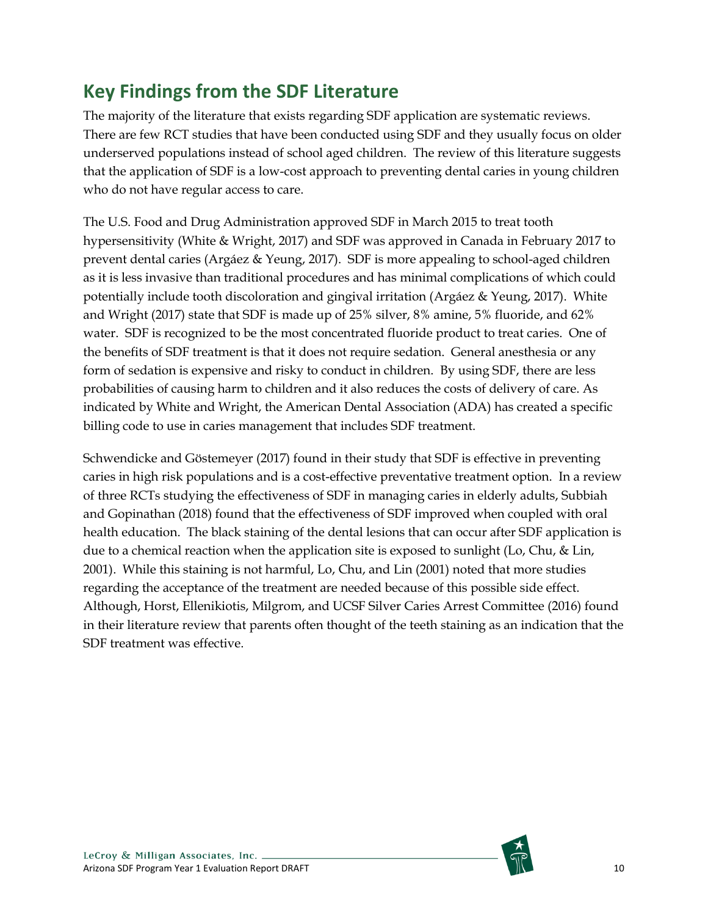## Key Findings from the SDF Literature

The majority of the literature that exists regarding SDF application are systematic reviews. There are few RCT studies that have been conducted using SDF and they usually focus on older underserved populations instead of school aged children. The review of this literature suggests that the application of SDF is a low-cost approach to preventing dental caries in young children who do not have regular access to care.

The U.S. Food and Drug Administration approved SDF in March 2015 to treat tooth hypersensitivity (White & Wright, 2017) and SDF was approved in Canada in February 2017 to prevent dental caries (Argáez & Yeung, 2017). SDF is more appealing to school-aged children as it is less invasive than traditional procedures and has minimal complications of which could potentially include tooth discoloration and gingival irritation (Argáez & Yeung, 2017). White and Wright (2017) state that SDF is made up of 25% silver, 8% amine, 5% fluoride, and 62% water. SDF is recognized to be the most concentrated fluoride product to treat caries. One of the benefits of SDF treatment is that it does not require sedation. General anesthesia or any form of sedation is expensive and risky to conduct in children. By using SDF, there are less probabilities of causing harm to children and it also reduces the costs of delivery of care. As indicated by White and Wright, the American Dental Association (ADA) has created a specific billing code to use in caries management that includes SDF treatment.

Schwendicke and Göstemeyer (2017) found in their study that SDF is effective in preventing caries in high risk populations and is a cost-effective preventative treatment option. In a review of three RCTs studying the effectiveness of SDF in managing caries in elderly adults, Subbiah and Gopinathan (2018) found that the effectiveness of SDF improved when coupled with oral health education. The black staining of the dental lesions that can occur after SDF application is due to a chemical reaction when the application site is exposed to sunlight (Lo, Chu, & Lin, 2001). While this staining is not harmful, Lo, Chu, and Lin (2001) noted that more studies regarding the acceptance of the treatment are needed because of this possible side effect. Although, Horst, Ellenikiotis, Milgrom, and UCSF Silver Caries Arrest Committee (2016) found in their literature review that parents often thought of the teeth staining as an indication that the SDF treatment was effective.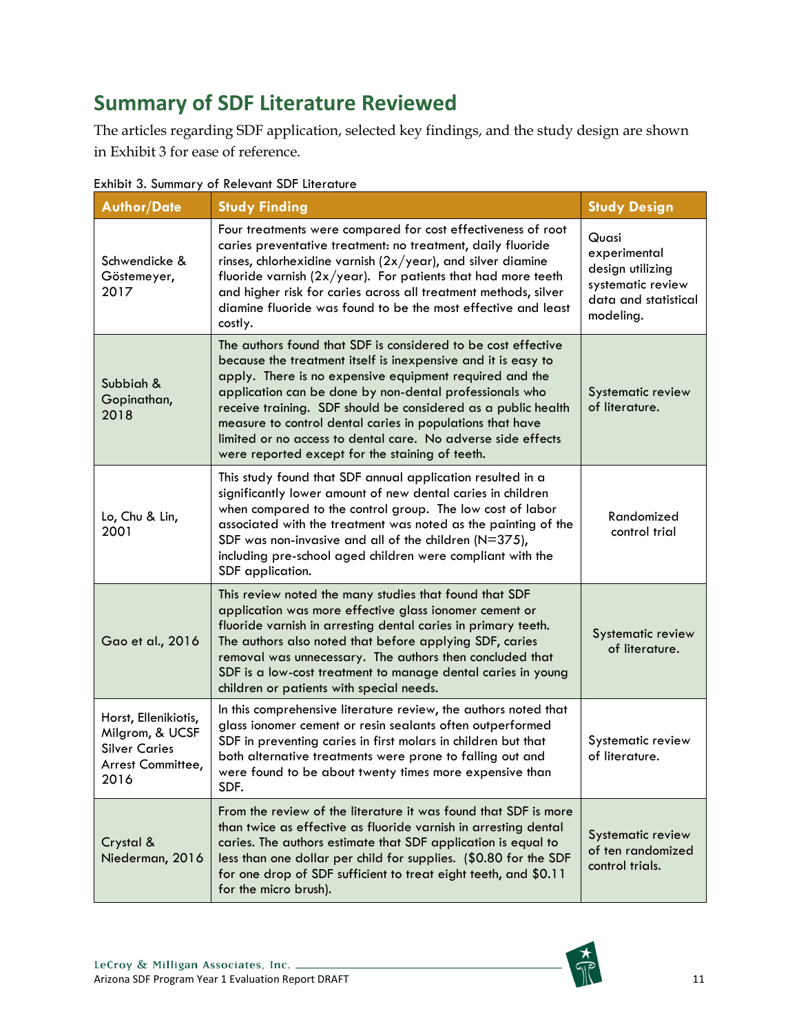## Summary of SDF Literature Reviewed

The articles regarding SDF application, selected key findings, and the study design are shown in Exhibit 3 for ease of reference.

Exhibit 3. Summary of Relevant SDF Literature

| Author/Date | Study Finding | Study Design |
|---|---|---|
| Schwendicke & Göstemeyer, 2017 | Four treatments were compared for cost effectiveness of root caries preventative treatment: no treatment, daily fluoride rinses, chlorhexidine varnish (2x/year), and silver diamine fluoride varnish (2x/year). For patients that had more teeth and higher risk for caries across all treatment methods, silver diamine fluoride was found to be the most effective and least costly. | Quasi experimental design utilizing systematic review data and statistical modeling. |
| Subbiah & Gopinathan, 2018 | The authors found that SDF is considered to be cost effective because the treatment itself is inexpensive and it is easy to apply. There is no expensive equipment required and the application can be done by non-dental professionals who receive training. SDF should be considered as a public health measure to control dental caries in populations that have limited or no access to dental care. No adverse side effects were reported except for the staining of teeth. | Systematic review of literature. |
| Lo, Chu & Lin, 2001 | This study found that SDF annual application resulted in a significantly lower amount of new dental caries in children when compared to the control group. The low cost of labor associated with the treatment was noted as the painting of the SDF was non-invasive and all of the children (N=375), including pre-school aged children were compliant with the SDF application. | Randomized control trial |
| Gao et al., 2016 | This review noted the many studies that found that SDF application was more effective glass ionomer cement or fluoride varnish in arresting dental caries in primary teeth. The authors also noted that before applying SDF, caries removal was unnecessary. The authors then concluded that SDF is a low-cost treatment to manage dental caries in young children or patients with special needs. | Systematic review of literature. |
| Horst, Ellenikiotis, Milgrom, & UCSF Silver Caries Arrest Committee, 2016 | In this comprehensive literature review, the authors noted that glass ionomer cement or resin sealants often outperformed SDF in preventing caries in first molars in children but that both alternative treatments were prone to falling out and were found to be about twenty times more expensive than SDF. | Systematic review of literature. |
| Crystal & Niederman, 2016 | From the review of the literature it was found that SDF is more than twice as effective as fluoride varnish in arresting dental caries. The authors estimate that SDF application is equal to less than one dollar per child for supplies. ($0.80 for the SDF for one drop of SDF sufficient to treat eight teeth, and $0.11 for the micro brush). | Systematic review of ten randomized control trials. |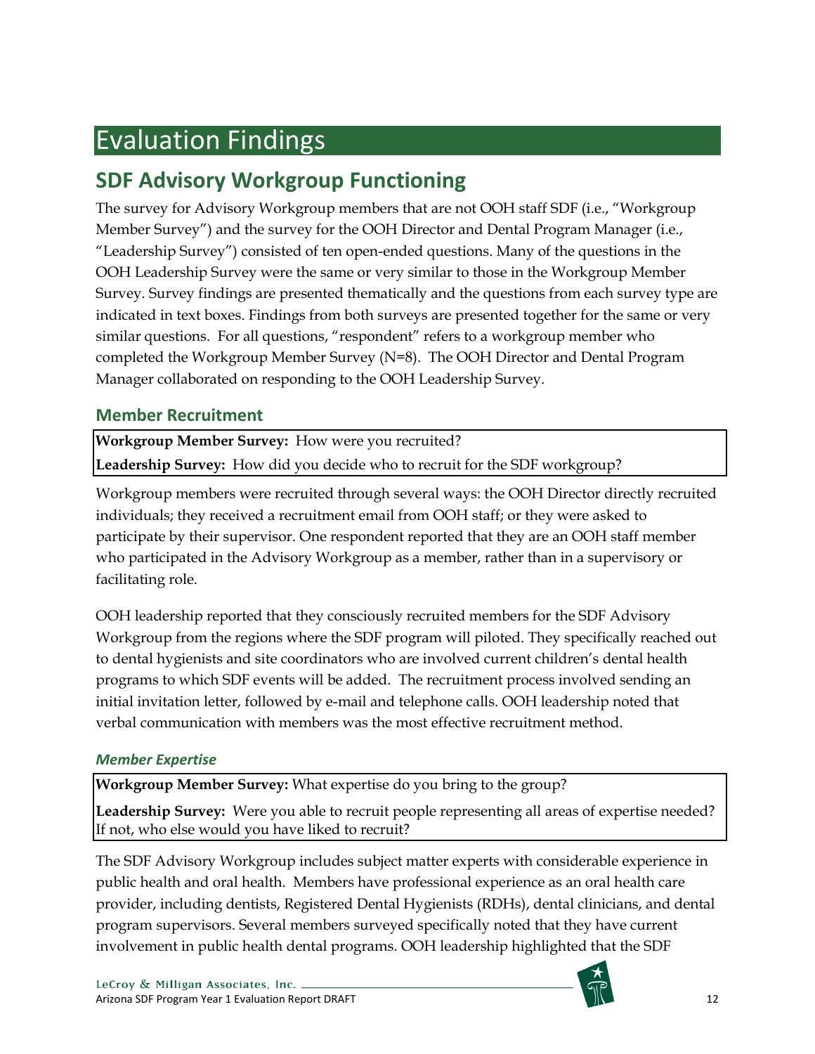# Evaluation Findings

## SDF Advisory Workgroup Functioning

The survey for Advisory Workgroup members that are not OOH staff SDF (i.e., "Workgroup Member Survey") and the survey for the OOH Director and Dental Program Manager (i.e., "Leadership Survey") consisted of ten open-ended questions. Many of the questions in the OOH Leadership Survey were the same or very similar to those in the Workgroup Member Survey. Survey findings are presented thematically and the questions from each survey type are indicated in text boxes. Findings from both surveys are presented together for the same or very similar questions. For all questions, "respondent" refers to a workgroup member who completed the Workgroup Member Survey (N=8). The OOH Director and Dental Program Manager collaborated on responding to the OOH Leadership Survey.

### Member Recruitment

**Workgroup Member Survey:** How were you recruited?

**Leadership Survey:** How did you decide who to recruit for the SDF workgroup?

Workgroup members were recruited through several ways: the OOH Director directly recruited individuals; they received a recruitment email from OOH staff; or they were asked to participate by their supervisor. One respondent reported that they are an OOH staff member who participated in the Advisory Workgroup as a member, rather than in a supervisory or facilitating role.

OOH leadership reported that they consciously recruited members for the SDF Advisory Workgroup from the regions where the SDF program will piloted. They specifically reached out to dental hygienists and site coordinators who are involved current children's dental health programs to which SDF events will be added. The recruitment process involved sending an initial invitation letter, followed by e-mail and telephone calls. OOH leadership noted that verbal communication with members was the most effective recruitment method.

#### *Member Expertise*

**Workgroup Member Survey:** What expertise do you bring to the group?

**Leadership Survey:** Were you able to recruit people representing all areas of expertise needed? If not, who else would you have liked to recruit?

The SDF Advisory Workgroup includes subject matter experts with considerable experience in public health and oral health. Members have professional experience as an oral health care provider, including dentists, Registered Dental Hygienists (RDHs), dental clinicians, and dental program supervisors. Several members surveyed specifically noted that they have current involvement in public health dental programs. OOH leadership highlighted that the SDF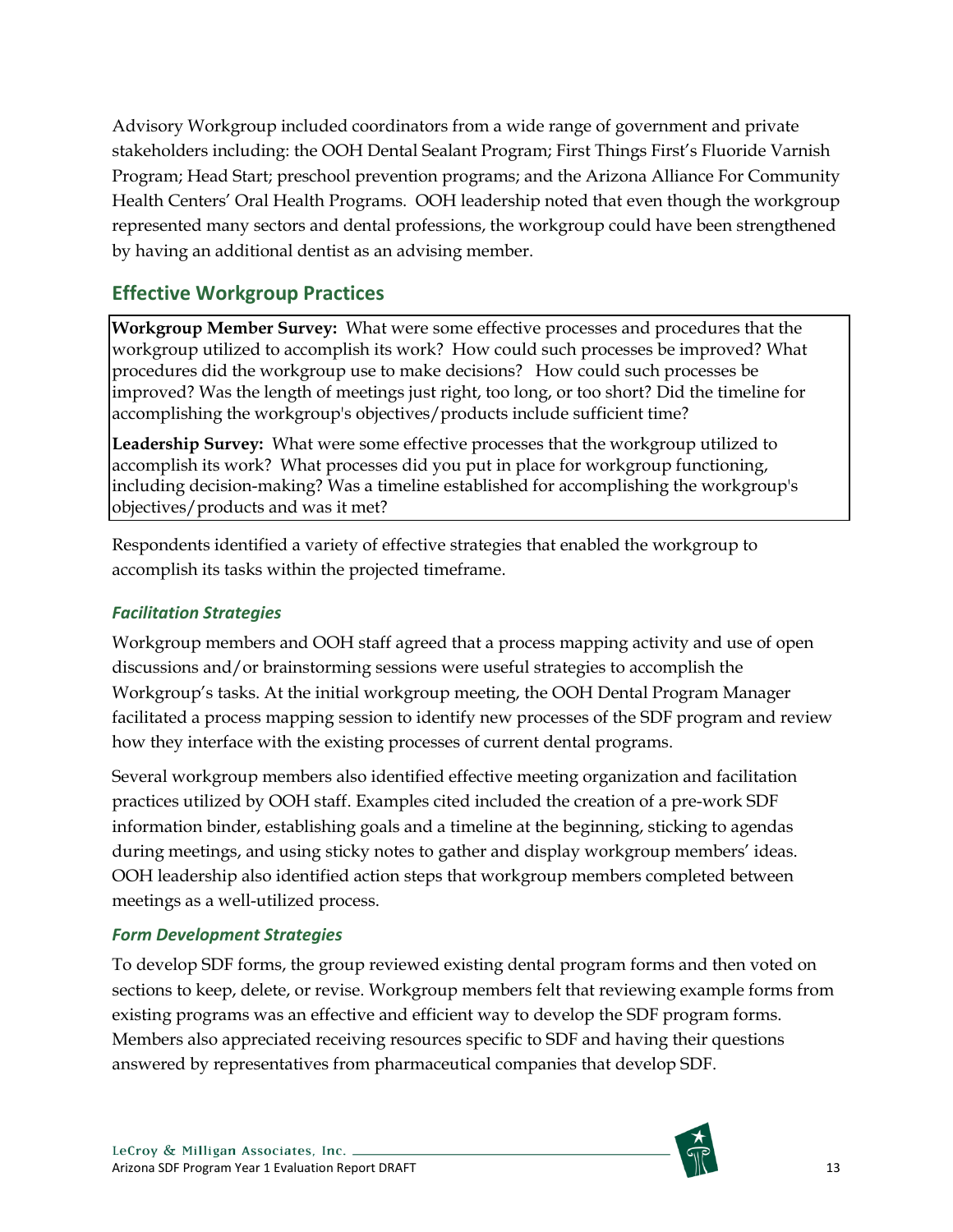Advisory Workgroup included coordinators from a wide range of government and private stakeholders including: the OOH Dental Sealant Program; First Things First's Fluoride Varnish Program; Head Start; preschool prevention programs; and the Arizona Alliance For Community Health Centers' Oral Health Programs. OOH leadership noted that even though the workgroup represented many sectors and dental professions, the workgroup could have been strengthened by having an additional dentist as an advising member.

## Effective Workgroup Practices

**Workgroup Member Survey:** What were some effective processes and procedures that the workgroup utilized to accomplish its work? How could such processes be improved? What procedures did the workgroup use to make decisions? How could such processes be improved? Was the length of meetings just right, too long, or too short? Did the timeline for accomplishing the workgroup's objectives/products include sufficient time?

**Leadership Survey:** What were some effective processes that the workgroup utilized to accomplish its work? What processes did you put in place for workgroup functioning, including decision-making? Was a timeline established for accomplishing the workgroup's objectives/products and was it met?

Respondents identified a variety of effective strategies that enabled the workgroup to accomplish its tasks within the projected timeframe.

### *Facilitation Strategies*

Workgroup members and OOH staff agreed that a process mapping activity and use of open discussions and/or brainstorming sessions were useful strategies to accomplish the Workgroup's tasks. At the initial workgroup meeting, the OOH Dental Program Manager facilitated a process mapping session to identify new processes of the SDF program and review how they interface with the existing processes of current dental programs.

Several workgroup members also identified effective meeting organization and facilitation practices utilized by OOH staff. Examples cited included the creation of a pre-work SDF information binder, establishing goals and a timeline at the beginning, sticking to agendas during meetings, and using sticky notes to gather and display workgroup members' ideas. OOH leadership also identified action steps that workgroup members completed between meetings as a well-utilized process.

### *Form Development Strategies*

To develop SDF forms, the group reviewed existing dental program forms and then voted on sections to keep, delete, or revise. Workgroup members felt that reviewing example forms from existing programs was an effective and efficient way to develop the SDF program forms. Members also appreciated receiving resources specific to SDF and having their questions answered by representatives from pharmaceutical companies that develop SDF.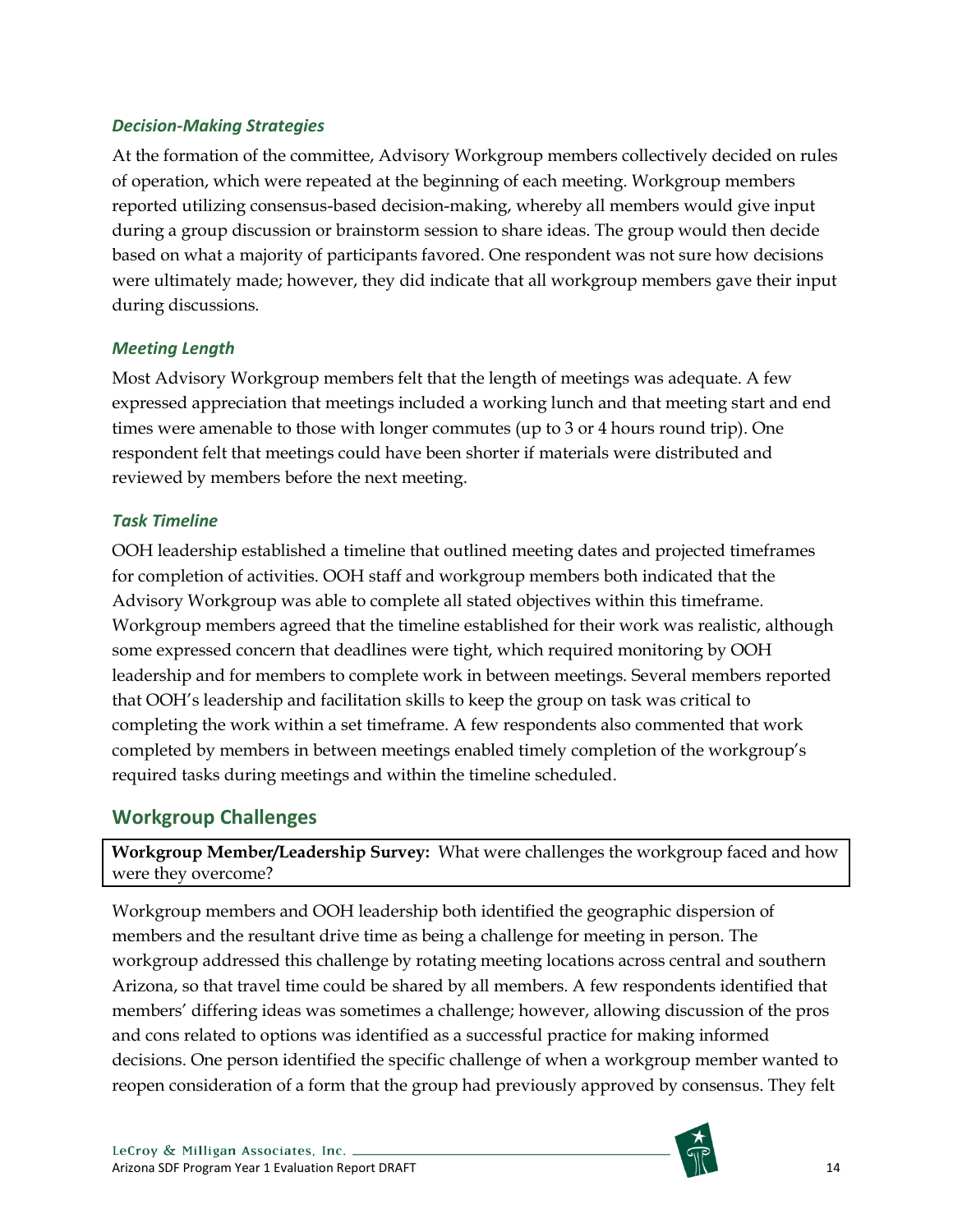### *Decision-Making Strategies*

At the formation of the committee, Advisory Workgroup members collectively decided on rules of operation, which were repeated at the beginning of each meeting. Workgroup members reported utilizing consensus-based decision-making, whereby all members would give input during a group discussion or brainstorm session to share ideas. The group would then decide based on what a majority of participants favored. One respondent was not sure how decisions were ultimately made; however, they did indicate that all workgroup members gave their input during discussions.

### *Meeting Length*

Most Advisory Workgroup members felt that the length of meetings was adequate. A few expressed appreciation that meetings included a working lunch and that meeting start and end times were amenable to those with longer commutes (up to 3 or 4 hours round trip). One respondent felt that meetings could have been shorter if materials were distributed and reviewed by members before the next meeting.

### *Task Timeline*

OOH leadership established a timeline that outlined meeting dates and projected timeframes for completion of activities. OOH staff and workgroup members both indicated that the Advisory Workgroup was able to complete all stated objectives within this timeframe. Workgroup members agreed that the timeline established for their work was realistic, although some expressed concern that deadlines were tight, which required monitoring by OOH leadership and for members to complete work in between meetings. Several members reported that OOH's leadership and facilitation skills to keep the group on task was critical to completing the work within a set timeframe. A few respondents also commented that work completed by members in between meetings enabled timely completion of the workgroup's required tasks during meetings and within the timeline scheduled.

## Workgroup Challenges

**Workgroup Member/Leadership Survey:** What were challenges the workgroup faced and how were they overcome?

Workgroup members and OOH leadership both identified the geographic dispersion of members and the resultant drive time as being a challenge for meeting in person. The workgroup addressed this challenge by rotating meeting locations across central and southern Arizona, so that travel time could be shared by all members. A few respondents identified that members' differing ideas was sometimes a challenge; however, allowing discussion of the pros and cons related to options was identified as a successful practice for making informed decisions. One person identified the specific challenge of when a workgroup member wanted to reopen consideration of a form that the group had previously approved by consensus. They felt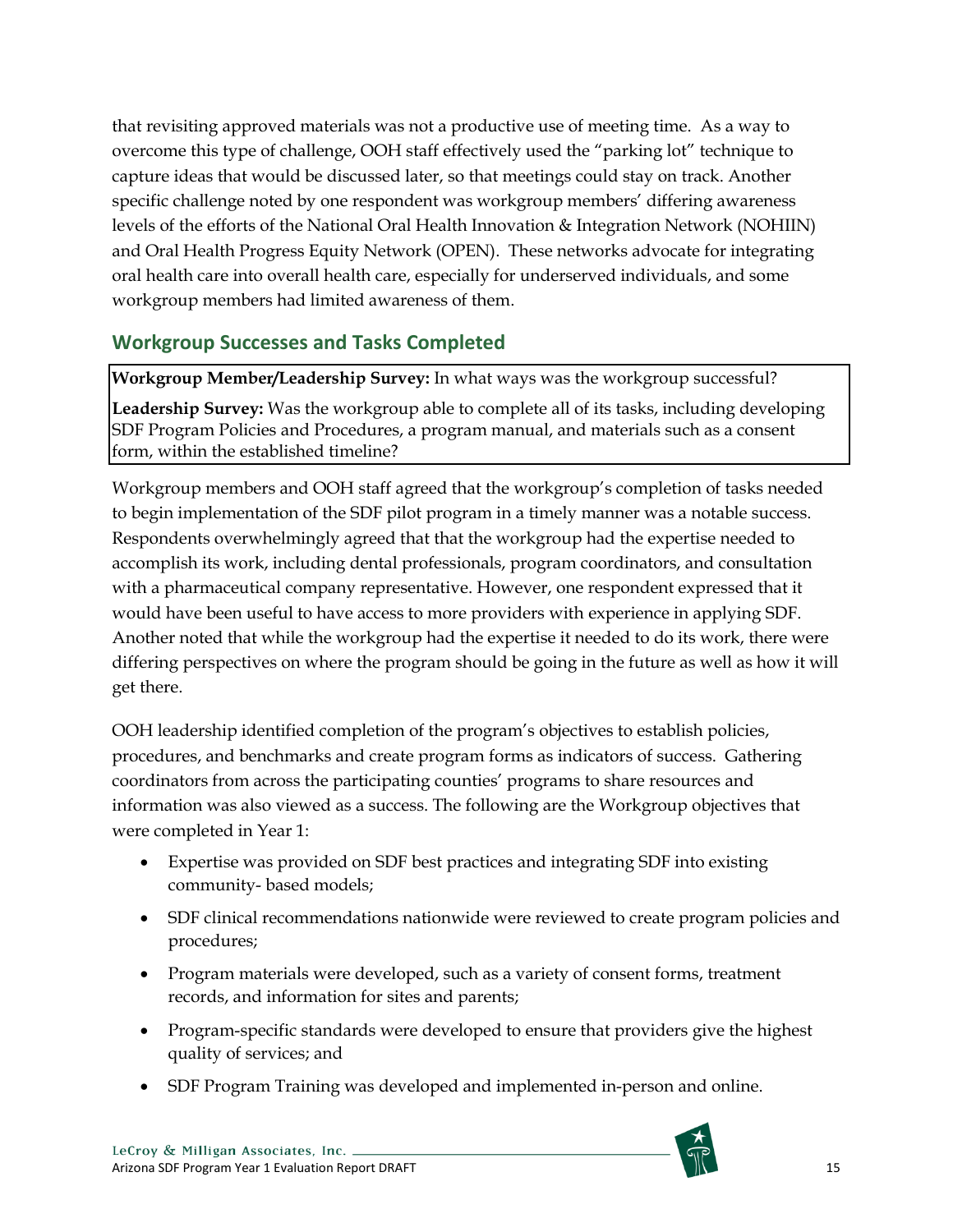that revisiting approved materials was not a productive use of meeting time. As a way to overcome this type of challenge, OOH staff effectively used the "parking lot" technique to capture ideas that would be discussed later, so that meetings could stay on track. Another specific challenge noted by one respondent was workgroup members' differing awareness levels of the efforts of the National Oral Health Innovation & Integration Network (NOHIIN) and Oral Health Progress Equity Network (OPEN). These networks advocate for integrating oral health care into overall health care, especially for underserved individuals, and some workgroup members had limited awareness of them.

## Workgroup Successes and Tasks Completed

> **Workgroup Member/Leadership Survey:** In what ways was the workgroup successful?
>
> **Leadership Survey:** Was the workgroup able to complete all of its tasks, including developing SDF Program Policies and Procedures, a program manual, and materials such as a consent form, within the established timeline?

Workgroup members and OOH staff agreed that the workgroup's completion of tasks needed to begin implementation of the SDF pilot program in a timely manner was a notable success. Respondents overwhelmingly agreed that that the workgroup had the expertise needed to accomplish its work, including dental professionals, program coordinators, and consultation with a pharmaceutical company representative. However, one respondent expressed that it would have been useful to have access to more providers with experience in applying SDF. Another noted that while the workgroup had the expertise it needed to do its work, there were differing perspectives on where the program should be going in the future as well as how it will get there.

OOH leadership identified completion of the program's objectives to establish policies, procedures, and benchmarks and create program forms as indicators of success. Gathering coordinators from across the participating counties' programs to share resources and information was also viewed as a success. The following are the Workgroup objectives that were completed in Year 1:

- Expertise was provided on SDF best practices and integrating SDF into existing community- based models;
- SDF clinical recommendations nationwide were reviewed to create program policies and procedures;
- Program materials were developed, such as a variety of consent forms, treatment records, and information for sites and parents;
- Program-specific standards were developed to ensure that providers give the highest quality of services; and
- SDF Program Training was developed and implemented in-person and online.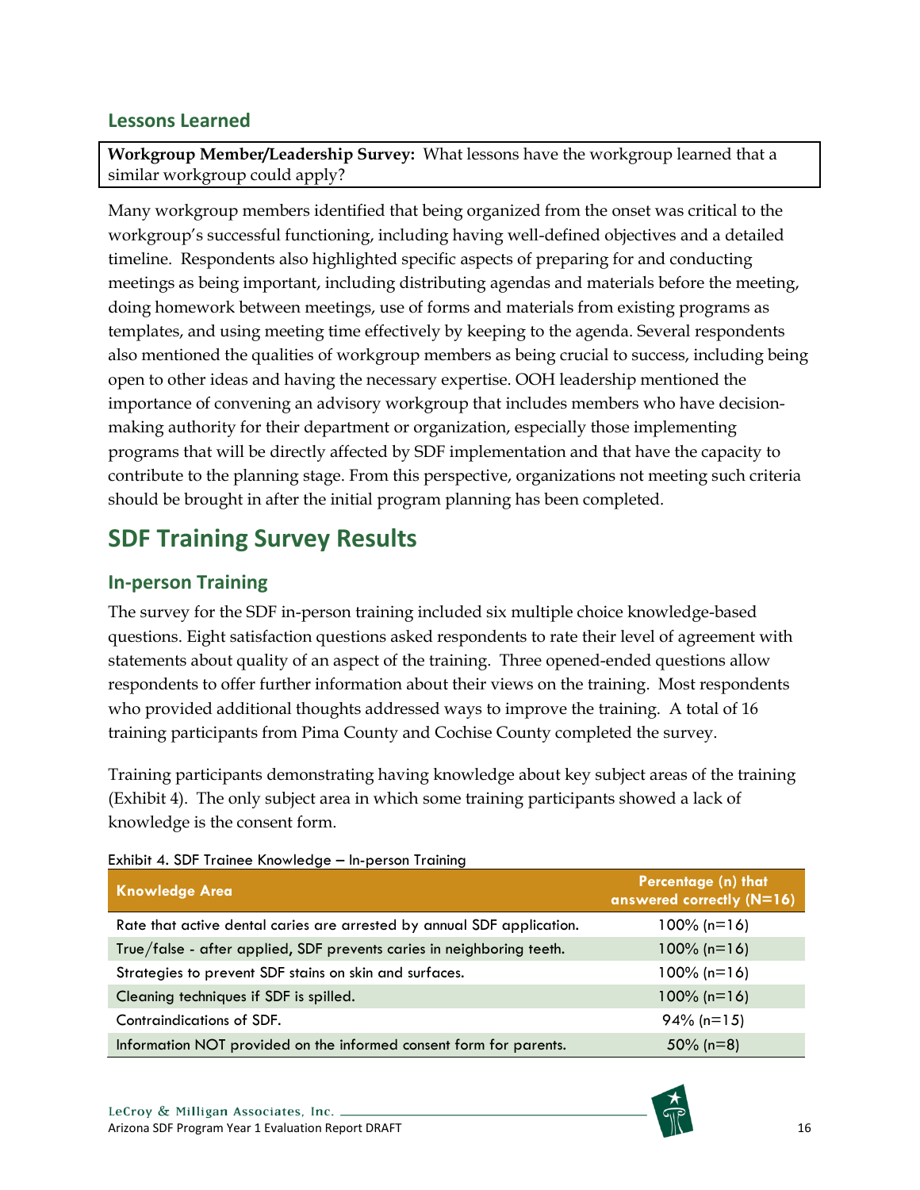### Lessons Learned

**Workgroup Member/Leadership Survey:** What lessons have the workgroup learned that a similar workgroup could apply?

Many workgroup members identified that being organized from the onset was critical to the workgroup's successful functioning, including having well-defined objectives and a detailed timeline. Respondents also highlighted specific aspects of preparing for and conducting meetings as being important, including distributing agendas and materials before the meeting, doing homework between meetings, use of forms and materials from existing programs as templates, and using meeting time effectively by keeping to the agenda. Several respondents also mentioned the qualities of workgroup members as being crucial to success, including being open to other ideas and having the necessary expertise. OOH leadership mentioned the importance of convening an advisory workgroup that includes members who have decision-making authority for their department or organization, especially those implementing programs that will be directly affected by SDF implementation and that have the capacity to contribute to the planning stage. From this perspective, organizations not meeting such criteria should be brought in after the initial program planning has been completed.

## SDF Training Survey Results

### In-person Training

The survey for the SDF in-person training included six multiple choice knowledge-based questions. Eight satisfaction questions asked respondents to rate their level of agreement with statements about quality of an aspect of the training. Three opened-ended questions allow respondents to offer further information about their views on the training. Most respondents who provided additional thoughts addressed ways to improve the training. A total of 16 training participants from Pima County and Cochise County completed the survey.

Training participants demonstrating having knowledge about key subject areas of the training (Exhibit 4). The only subject area in which some training participants showed a lack of knowledge is the consent form.

Exhibit 4. SDF Trainee Knowledge – In-person Training

| Knowledge Area | Percentage (n) that answered correctly (N=16) |
|---|---|
| Rate that active dental caries are arrested by annual SDF application. | 100% (n=16) |
| True/false - after applied, SDF prevents caries in neighboring teeth. | 100% (n=16) |
| Strategies to prevent SDF stains on skin and surfaces. | 100% (n=16) |
| Cleaning techniques if SDF is spilled. | 100% (n=16) |
| Contraindications of SDF. | 94% (n=15) |
| Information NOT provided on the informed consent form for parents. | 50% (n=8) |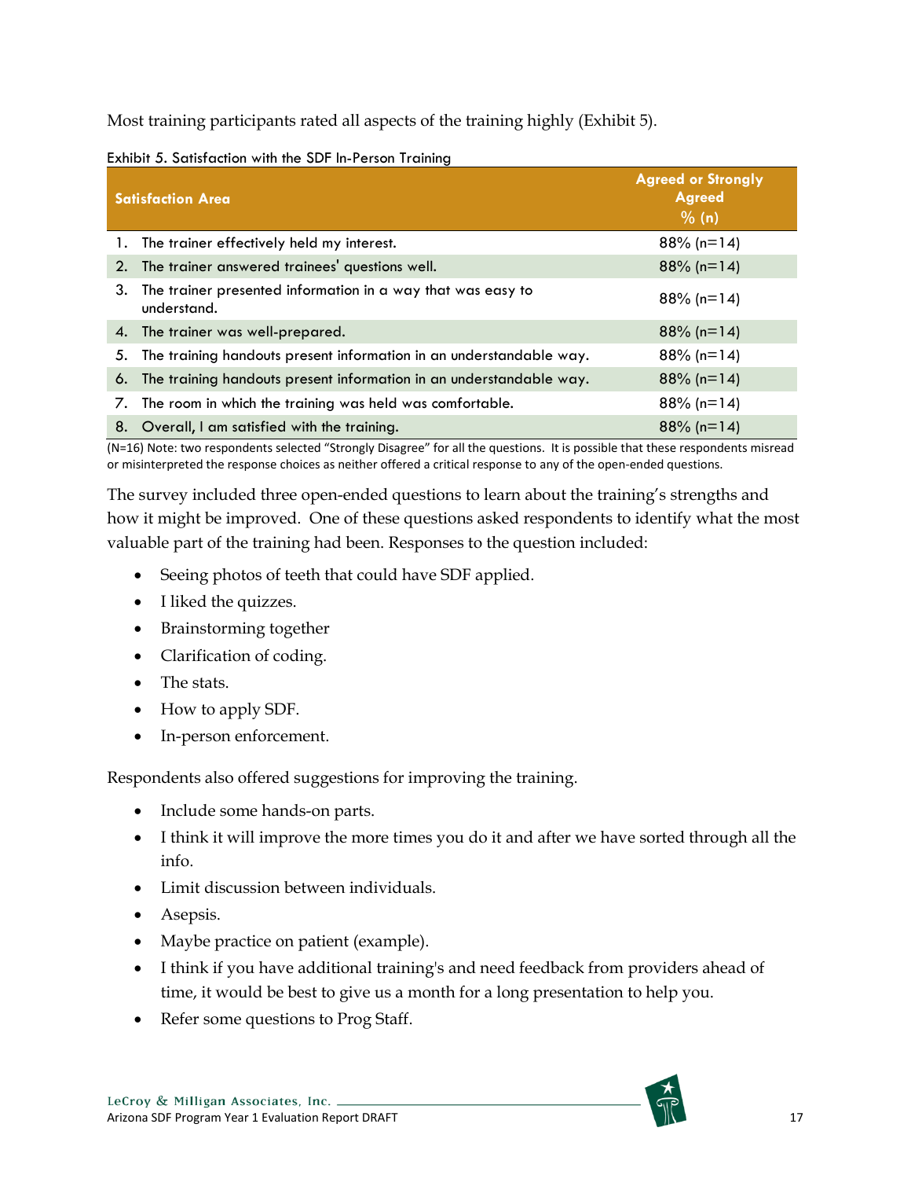Most training participants rated all aspects of the training highly (Exhibit 5).

Exhibit 5. Satisfaction with the SDF In-Person Training

| Satisfaction Area | Agreed or Strongly Agreed % (n) |
|---|---|
| 1. The trainer effectively held my interest. | 88% (n=14) |
| 2. The trainer answered trainees' questions well. | 88% (n=14) |
| 3. The trainer presented information in a way that was easy to understand. | 88% (n=14) |
| 4. The trainer was well-prepared. | 88% (n=14) |
| 5. The training handouts present information in an understandable way. | 88% (n=14) |
| 6. The training handouts present information in an understandable way. | 88% (n=14) |
| 7. The room in which the training was held was comfortable. | 88% (n=14) |
| 8. Overall, I am satisfied with the training. | 88% (n=14) |

(N=16) Note: two respondents selected "Strongly Disagree" for all the questions. It is possible that these respondents misread or misinterpreted the response choices as neither offered a critical response to any of the open-ended questions.

The survey included three open-ended questions to learn about the training's strengths and how it might be improved. One of these questions asked respondents to identify what the most valuable part of the training had been. Responses to the question included:

- Seeing photos of teeth that could have SDF applied.
- I liked the quizzes.
- Brainstorming together
- Clarification of coding.
- The stats.
- How to apply SDF.
- In-person enforcement.

Respondents also offered suggestions for improving the training.

- Include some hands-on parts.
- I think it will improve the more times you do it and after we have sorted through all the info.
- Limit discussion between individuals.
- Asepsis.
- Maybe practice on patient (example).
- I think if you have additional training's and need feedback from providers ahead of time, it would be best to give us a month for a long presentation to help you.
- Refer some questions to Prog Staff.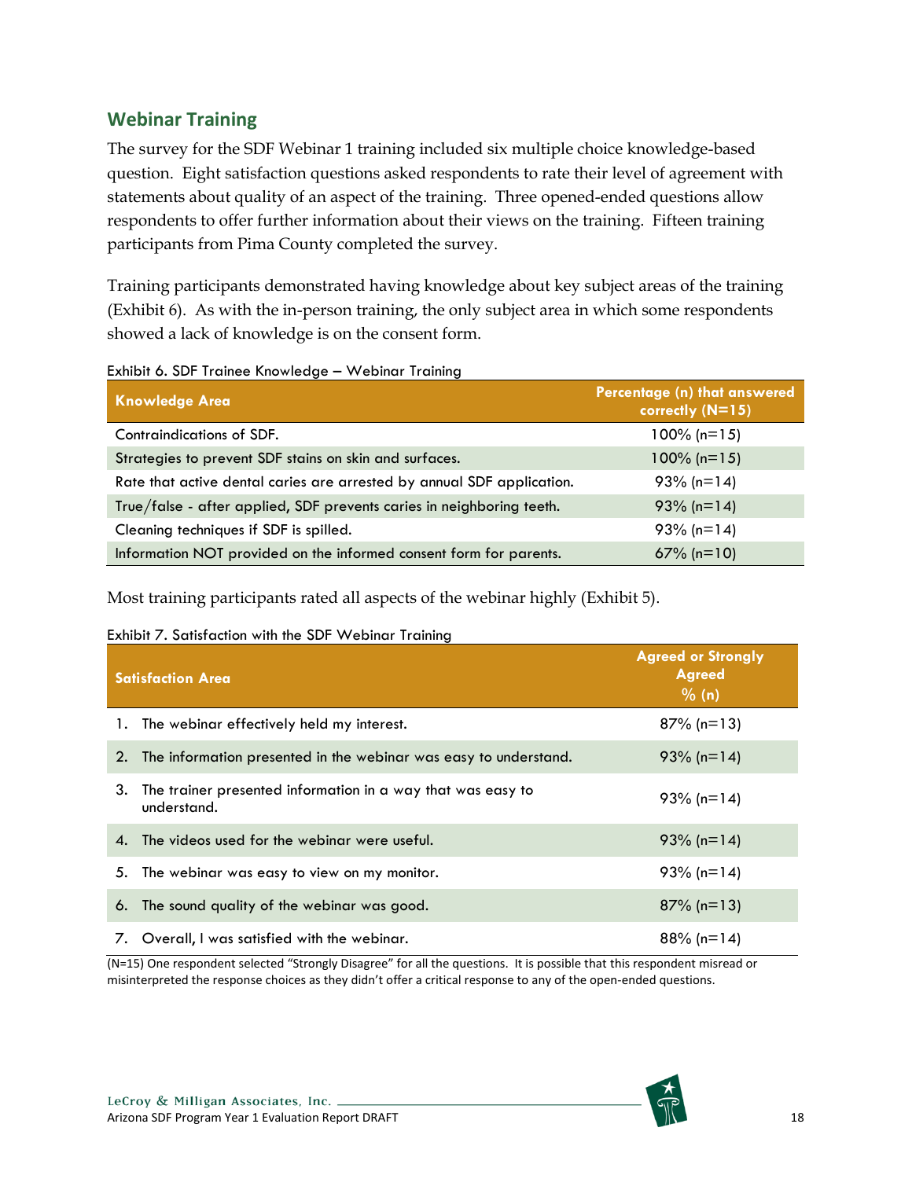## Webinar Training

The survey for the SDF Webinar 1 training included six multiple choice knowledge-based question. Eight satisfaction questions asked respondents to rate their level of agreement with statements about quality of an aspect of the training. Three opened-ended questions allow respondents to offer further information about their views on the training. Fifteen training participants from Pima County completed the survey.

Training participants demonstrated having knowledge about key subject areas of the training (Exhibit 6). As with the in-person training, the only subject area in which some respondents showed a lack of knowledge is on the consent form.

Exhibit 6. SDF Trainee Knowledge – Webinar Training

| Knowledge Area | Percentage (n) that answered correctly (N=15) |
|---|---|
| Contraindications of SDF. | 100% (n=15) |
| Strategies to prevent SDF stains on skin and surfaces. | 100% (n=15) |
| Rate that active dental caries are arrested by annual SDF application. | 93% (n=14) |
| True/false - after applied, SDF prevents caries in neighboring teeth. | 93% (n=14) |
| Cleaning techniques if SDF is spilled. | 93% (n=14) |
| Information NOT provided on the informed consent form for parents. | 67% (n=10) |

Most training participants rated all aspects of the webinar highly (Exhibit 5).

Exhibit 7. Satisfaction with the SDF Webinar Training

| Satisfaction Area | Agreed or Strongly Agreed % (n) |
|---|---|
| 1. The webinar effectively held my interest. | 87% (n=13) |
| 2. The information presented in the webinar was easy to understand. | 93% (n=14) |
| 3. The trainer presented information in a way that was easy to understand. | 93% (n=14) |
| 4. The videos used for the webinar were useful. | 93% (n=14) |
| 5. The webinar was easy to view on my monitor. | 93% (n=14) |
| 6. The sound quality of the webinar was good. | 87% (n=13) |
| 7. Overall, I was satisfied with the webinar. | 88% (n=14) |

(N=15) One respondent selected "Strongly Disagree" for all the questions. It is possible that this respondent misread or misinterpreted the response choices as they didn't offer a critical response to any of the open-ended questions.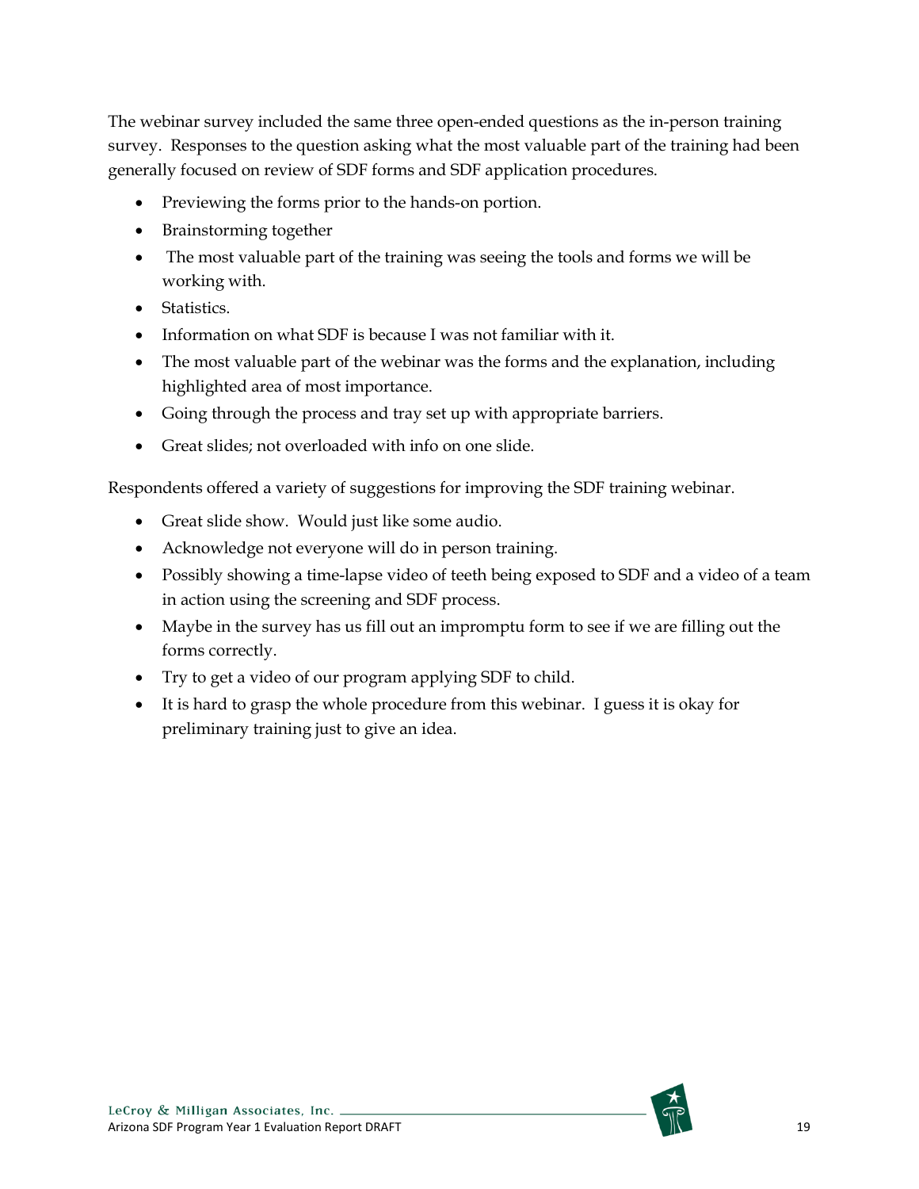The webinar survey included the same three open-ended questions as the in-person training survey. Responses to the question asking what the most valuable part of the training had been generally focused on review of SDF forms and SDF application procedures.

- Previewing the forms prior to the hands-on portion.
- Brainstorming together
- The most valuable part of the training was seeing the tools and forms we will be working with.
- Statistics.
- Information on what SDF is because I was not familiar with it.
- The most valuable part of the webinar was the forms and the explanation, including highlighted area of most importance.
- Going through the process and tray set up with appropriate barriers.
- Great slides; not overloaded with info on one slide.

Respondents offered a variety of suggestions for improving the SDF training webinar.

- Great slide show. Would just like some audio.
- Acknowledge not everyone will do in person training.
- Possibly showing a time-lapse video of teeth being exposed to SDF and a video of a team in action using the screening and SDF process.
- Maybe in the survey has us fill out an impromptu form to see if we are filling out the forms correctly.
- Try to get a video of our program applying SDF to child.
- It is hard to grasp the whole procedure from this webinar. I guess it is okay for preliminary training just to give an idea.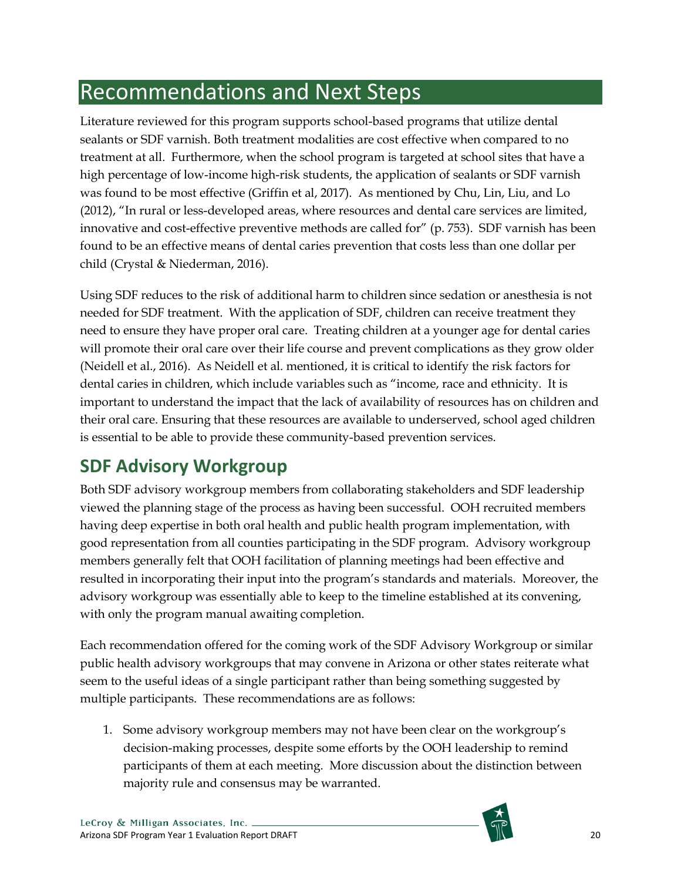# Recommendations and Next Steps

Literature reviewed for this program supports school-based programs that utilize dental sealants or SDF varnish. Both treatment modalities are cost effective when compared to no treatment at all. Furthermore, when the school program is targeted at school sites that have a high percentage of low-income high-risk students, the application of sealants or SDF varnish was found to be most effective (Griffin et al, 2017). As mentioned by Chu, Lin, Liu, and Lo (2012), "In rural or less-developed areas, where resources and dental care services are limited, innovative and cost-effective preventive methods are called for" (p. 753). SDF varnish has been found to be an effective means of dental caries prevention that costs less than one dollar per child (Crystal & Niederman, 2016).

Using SDF reduces to the risk of additional harm to children since sedation or anesthesia is not needed for SDF treatment. With the application of SDF, children can receive treatment they need to ensure they have proper oral care. Treating children at a younger age for dental caries will promote their oral care over their life course and prevent complications as they grow older (Neidell et al., 2016). As Neidell et al. mentioned, it is critical to identify the risk factors for dental caries in children, which include variables such as "income, race and ethnicity. It is important to understand the impact that the lack of availability of resources has on children and their oral care. Ensuring that these resources are available to underserved, school aged children is essential to be able to provide these community-based prevention services.

## SDF Advisory Workgroup

Both SDF advisory workgroup members from collaborating stakeholders and SDF leadership viewed the planning stage of the process as having been successful. OOH recruited members having deep expertise in both oral health and public health program implementation, with good representation from all counties participating in the SDF program. Advisory workgroup members generally felt that OOH facilitation of planning meetings had been effective and resulted in incorporating their input into the program's standards and materials. Moreover, the advisory workgroup was essentially able to keep to the timeline established at its convening, with only the program manual awaiting completion.

Each recommendation offered for the coming work of the SDF Advisory Workgroup or similar public health advisory workgroups that may convene in Arizona or other states reiterate what seem to the useful ideas of a single participant rather than being something suggested by multiple participants. These recommendations are as follows:

1. Some advisory workgroup members may not have been clear on the workgroup's decision-making processes, despite some efforts by the OOH leadership to remind participants of them at each meeting. More discussion about the distinction between majority rule and consensus may be warranted.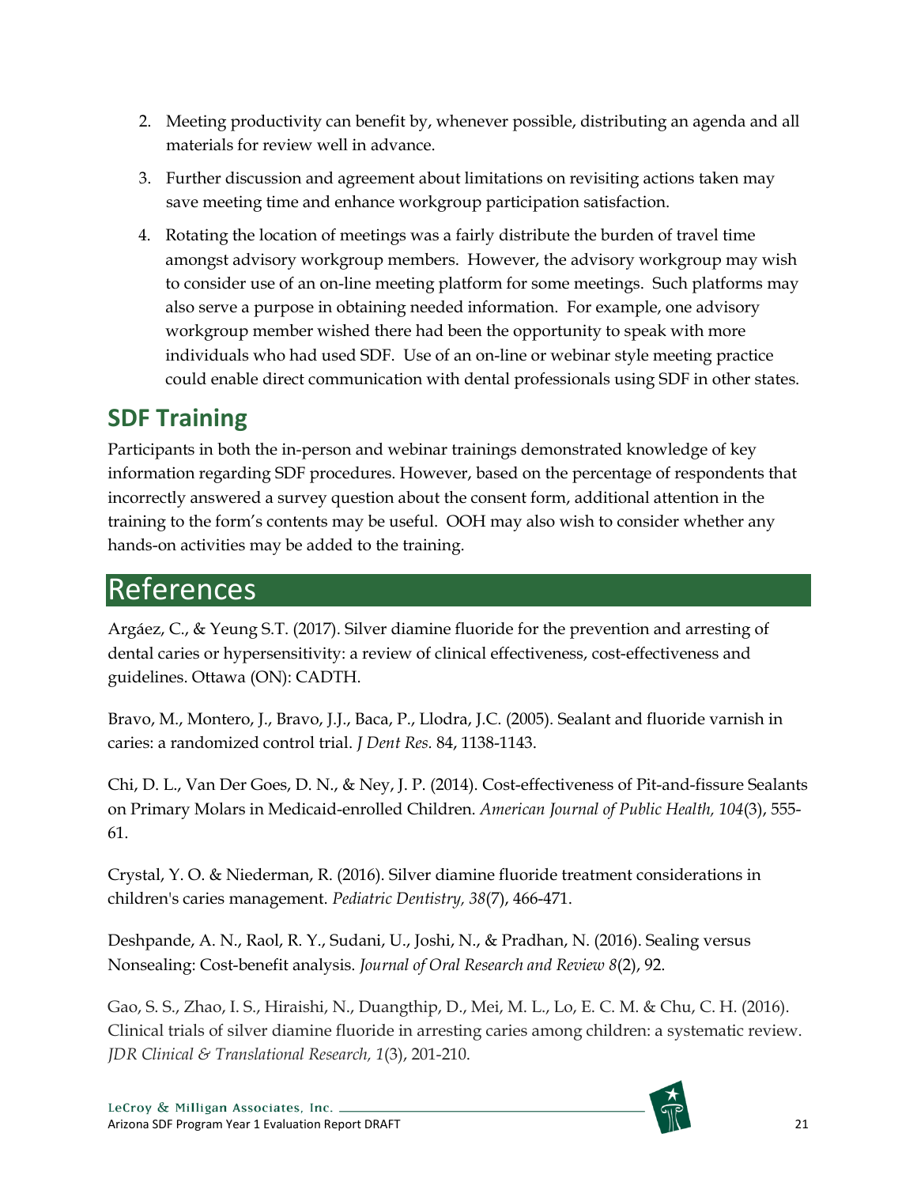2. Meeting productivity can benefit by, whenever possible, distributing an agenda and all materials for review well in advance.
3. Further discussion and agreement about limitations on revisiting actions taken may save meeting time and enhance workgroup participation satisfaction.
4. Rotating the location of meetings was a fairly distribute the burden of travel time amongst advisory workgroup members. However, the advisory workgroup may wish to consider use of an on-line meeting platform for some meetings. Such platforms may also serve a purpose in obtaining needed information. For example, one advisory workgroup member wished there had been the opportunity to speak with more individuals who had used SDF. Use of an on-line or webinar style meeting practice could enable direct communication with dental professionals using SDF in other states.

## SDF Training

Participants in both the in-person and webinar trainings demonstrated knowledge of key information regarding SDF procedures. However, based on the percentage of respondents that incorrectly answered a survey question about the consent form, additional attention in the training to the form's contents may be useful. OOH may also wish to consider whether any hands-on activities may be added to the training.

# References

Argáez, C., & Yeung S.T. (2017). Silver diamine fluoride for the prevention and arresting of dental caries or hypersensitivity: a review of clinical effectiveness, cost-effectiveness and guidelines. Ottawa (ON): CADTH.

Bravo, M., Montero, J., Bravo, J.J., Baca, P., Llodra, J.C. (2005). Sealant and fluoride varnish in caries: a randomized control trial. *J Dent Res.* 84, 1138-1143.

Chi, D. L., Van Der Goes, D. N., & Ney, J. P. (2014). Cost-effectiveness of Pit-and-fissure Sealants on Primary Molars in Medicaid-enrolled Children. *American Journal of Public Health, 104*(3), 555-61.

Crystal, Y. O. & Niederman, R. (2016). Silver diamine fluoride treatment considerations in children's caries management. *Pediatric Dentistry, 38*(7), 466-471.

Deshpande, A. N., Raol, R. Y., Sudani, U., Joshi, N., & Pradhan, N. (2016). Sealing versus Nonsealing: Cost-benefit analysis. *Journal of Oral Research and Review 8*(2), 92.

Gao, S. S., Zhao, I. S., Hiraishi, N., Duangthip, D., Mei, M. L., Lo, E. C. M. & Chu, C. H. (2016). Clinical trials of silver diamine fluoride in arresting caries among children: a systematic review. *JDR Clinical & Translational Research, 1*(3), 201-210.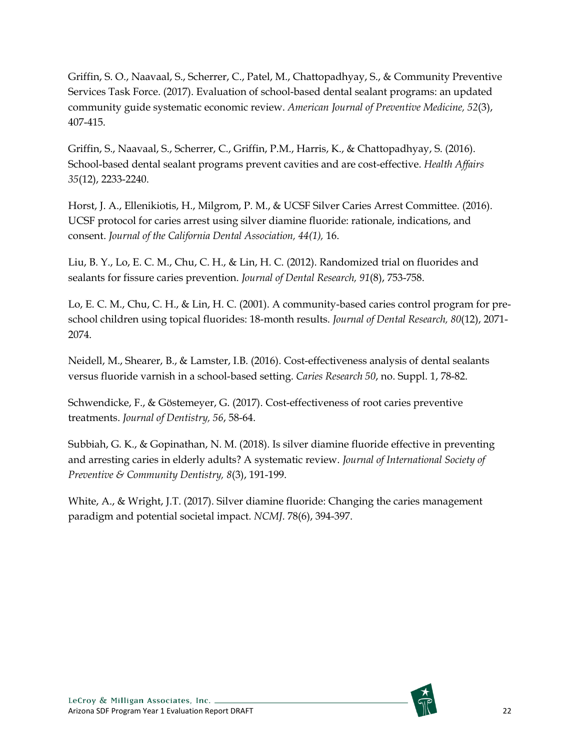Griffin, S. O., Naavaal, S., Scherrer, C., Patel, M., Chattopadhyay, S., & Community Preventive Services Task Force. (2017). Evaluation of school-based dental sealant programs: an updated community guide systematic economic review. *American Journal of Preventive Medicine, 52*(3), 407-415.

Griffin, S., Naavaal, S., Scherrer, C., Griffin, P.M., Harris, K., & Chattopadhyay, S. (2016). School-based dental sealant programs prevent cavities and are cost-effective. *Health Affairs 35*(12), 2233-2240.

Horst, J. A., Ellenikiotis, H., Milgrom, P. M., & UCSF Silver Caries Arrest Committee. (2016). UCSF protocol for caries arrest using silver diamine fluoride: rationale, indications, and consent. *Journal of the California Dental Association, 44(1),* 16.

Liu, B. Y., Lo, E. C. M., Chu, C. H., & Lin, H. C. (2012). Randomized trial on fluorides and sealants for fissure caries prevention. *Journal of Dental Research, 91*(8), 753-758.

Lo, E. C. M., Chu, C. H., & Lin, H. C. (2001). A community-based caries control program for pre-school children using topical fluorides: 18-month results. *Journal of Dental Research, 80*(12), 2071-2074.

Neidell, M., Shearer, B., & Lamster, I.B. (2016). Cost-effectiveness analysis of dental sealants versus fluoride varnish in a school-based setting. *Caries Research 50*, no. Suppl. 1, 78-82.

Schwendicke, F., & Göstemeyer, G. (2017). Cost-effectiveness of root caries preventive treatments. *Journal of Dentistry, 56*, 58-64.

Subbiah, G. K., & Gopinathan, N. M. (2018). Is silver diamine fluoride effective in preventing and arresting caries in elderly adults? A systematic review. *Journal of International Society of Preventive & Community Dentistry, 8*(3), 191-199.

White, A., & Wright, J.T. (2017). Silver diamine fluoride: Changing the caries management paradigm and potential societal impact. *NCMJ*. 78(6), 394-397.